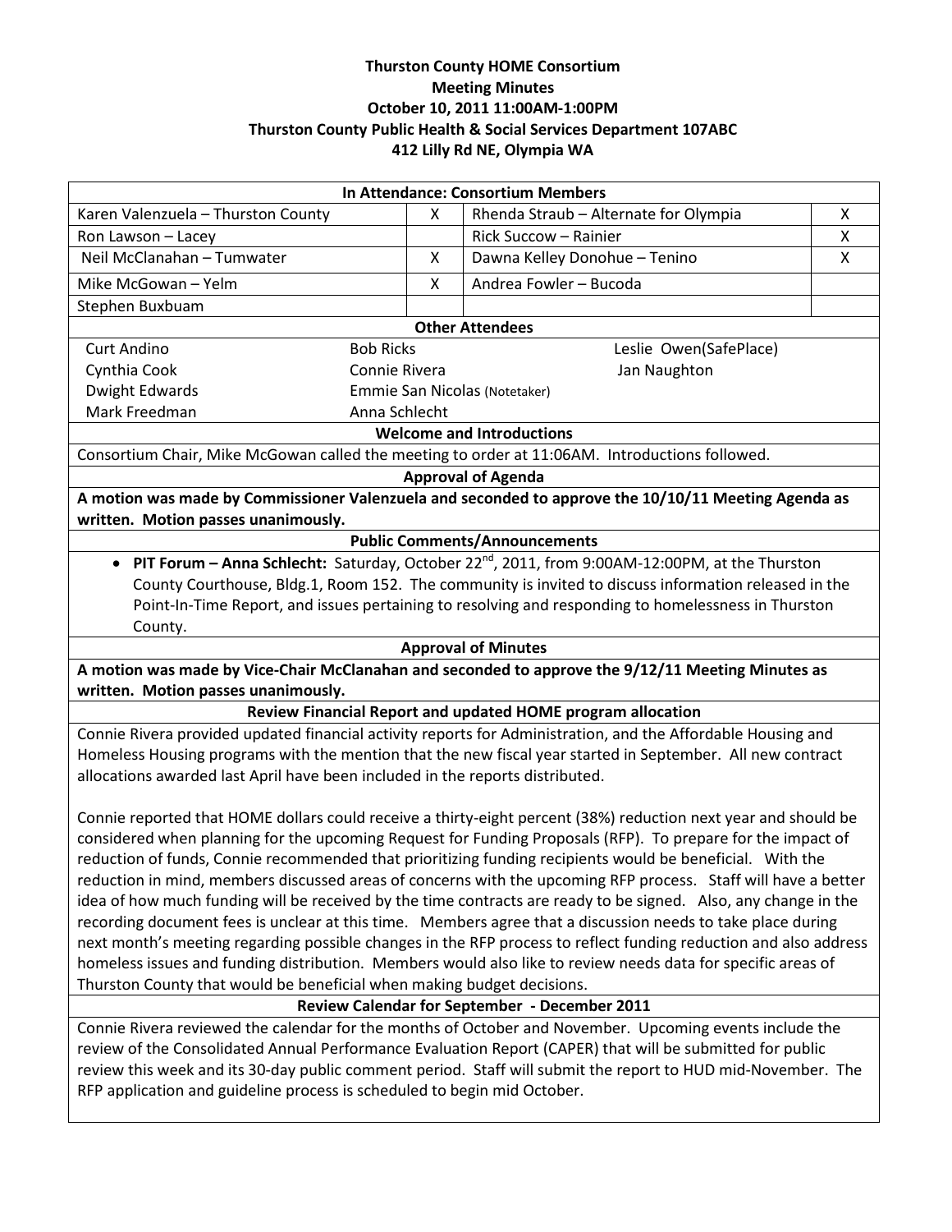**Thurston County HOME Consortium**
**Meeting Minutes**
**October 10, 2011 11:00AM-1:00PM**
**Thurston County Public Health & Social Services Department 107ABC**
**412 Lilly Rd NE, Olympia WA**

| **In Attendance: Consortium Members** | | | |
|---|---|---|---|
| Karen Valenzuela – Thurston County | X | Rhenda Straub – Alternate for Olympia | X |
| Ron Lawson – Lacey | | Rick Succow – Rainier | X |
| Neil McClanahan – Tumwater | X | Dawna Kelley Donohue – Tenino | X |
| Mike McGowan – Yelm | X | Andrea Fowler – Bucoda | |
| Stephen Buxbuam | | | |

**Other Attendees**

| | | |
|---|---|---|
| Curt Andino | Bob Ricks | Leslie Owen(SafePlace) |
| Cynthia Cook | Connie Rivera | Jan Naughton |
| Dwight Edwards | Emmie San Nicolas (Notetaker) | |
| Mark Freedman | Anna Schlecht | |

**Welcome and Introductions**

Consortium Chair, Mike McGowan called the meeting to order at 11:06AM. Introductions followed.

**Approval of Agenda**

**A motion was made by Commissioner Valenzuela and seconded to approve the 10/10/11 Meeting Agenda as written. Motion passes unanimously.**

**Public Comments/Announcements**

- **PIT Forum – Anna Schlecht:** Saturday, October 22nd, 2011, from 9:00AM-12:00PM, at the Thurston County Courthouse, Bldg.1, Room 152. The community is invited to discuss information released in the Point-In-Time Report, and issues pertaining to resolving and responding to homelessness in Thurston County.

**Approval of Minutes**

**A motion was made by Vice-Chair McClanahan and seconded to approve the 9/12/11 Meeting Minutes as written. Motion passes unanimously.**

**Review Financial Report and updated HOME program allocation**

Connie Rivera provided updated financial activity reports for Administration, and the Affordable Housing and Homeless Housing programs with the mention that the new fiscal year started in September. All new contract allocations awarded last April have been included in the reports distributed.

Connie reported that HOME dollars could receive a thirty-eight percent (38%) reduction next year and should be considered when planning for the upcoming Request for Funding Proposals (RFP). To prepare for the impact of reduction of funds, Connie recommended that prioritizing funding recipients would be beneficial. With the reduction in mind, members discussed areas of concerns with the upcoming RFP process. Staff will have a better idea of how much funding will be received by the time contracts are ready to be signed. Also, any change in the recording document fees is unclear at this time. Members agree that a discussion needs to take place during next month's meeting regarding possible changes in the RFP process to reflect funding reduction and also address homeless issues and funding distribution. Members would also like to review needs data for specific areas of Thurston County that would be beneficial when making budget decisions.

**Review Calendar for September - December 2011**

Connie Rivera reviewed the calendar for the months of October and November. Upcoming events include the review of the Consolidated Annual Performance Evaluation Report (CAPER) that will be submitted for public review this week and its 30-day public comment period. Staff will submit the report to HUD mid-November. The RFP application and guideline process is scheduled to begin mid October.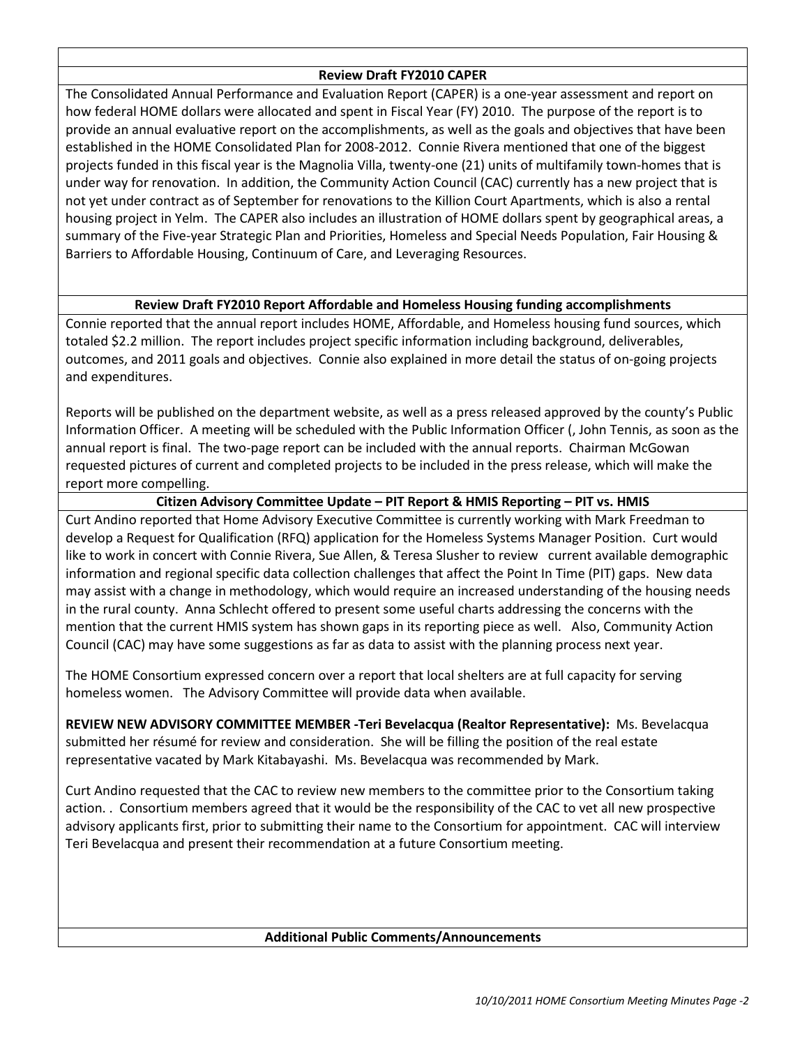### Review Draft FY2010 CAPER

The Consolidated Annual Performance and Evaluation Report (CAPER) is a one-year assessment and report on how federal HOME dollars were allocated and spent in Fiscal Year (FY) 2010. The purpose of the report is to provide an annual evaluative report on the accomplishments, as well as the goals and objectives that have been established in the HOME Consolidated Plan for 2008-2012. Connie Rivera mentioned that one of the biggest projects funded in this fiscal year is the Magnolia Villa, twenty-one (21) units of multifamily town-homes that is under way for renovation. In addition, the Community Action Council (CAC) currently has a new project that is not yet under contract as of September for renovations to the Killion Court Apartments, which is also a rental housing project in Yelm. The CAPER also includes an illustration of HOME dollars spent by geographical areas, a summary of the Five-year Strategic Plan and Priorities, Homeless and Special Needs Population, Fair Housing & Barriers to Affordable Housing, Continuum of Care, and Leveraging Resources.

### Review Draft FY2010 Report Affordable and Homeless Housing funding accomplishments

Connie reported that the annual report includes HOME, Affordable, and Homeless housing fund sources, which totaled $2.2 million. The report includes project specific information including background, deliverables, outcomes, and 2011 goals and objectives. Connie also explained in more detail the status of on-going projects and expenditures.

Reports will be published on the department website, as well as a press released approved by the county's Public Information Officer. A meeting will be scheduled with the Public Information Officer (, John Tennis, as soon as the annual report is final. The two-page report can be included with the annual reports. Chairman McGowan requested pictures of current and completed projects to be included in the press release, which will make the report more compelling.

### Citizen Advisory Committee Update – PIT Report & HMIS Reporting – PIT vs. HMIS

Curt Andino reported that Home Advisory Executive Committee is currently working with Mark Freedman to develop a Request for Qualification (RFQ) application for the Homeless Systems Manager Position. Curt would like to work in concert with Connie Rivera, Sue Allen, & Teresa Slusher to review current available demographic information and regional specific data collection challenges that affect the Point In Time (PIT) gaps. New data may assist with a change in methodology, which would require an increased understanding of the housing needs in the rural county. Anna Schlecht offered to present some useful charts addressing the concerns with the mention that the current HMIS system has shown gaps in its reporting piece as well. Also, Community Action Council (CAC) may have some suggestions as far as data to assist with the planning process next year.

The HOME Consortium expressed concern over a report that local shelters are at full capacity for serving homeless women. The Advisory Committee will provide data when available.

**REVIEW NEW ADVISORY COMMITTEE MEMBER -Teri Bevelacqua (Realtor Representative):** Ms. Bevelacqua submitted her résumé for review and consideration. She will be filling the position of the real estate representative vacated by Mark Kitabayashi. Ms. Bevelacqua was recommended by Mark.

Curt Andino requested that the CAC to review new members to the committee prior to the Consortium taking action. . Consortium members agreed that it would be the responsibility of the CAC to vet all new prospective advisory applicants first, prior to submitting their name to the Consortium for appointment. CAC will interview Teri Bevelacqua and present their recommendation at a future Consortium meeting.

### Additional Public Comments/Announcements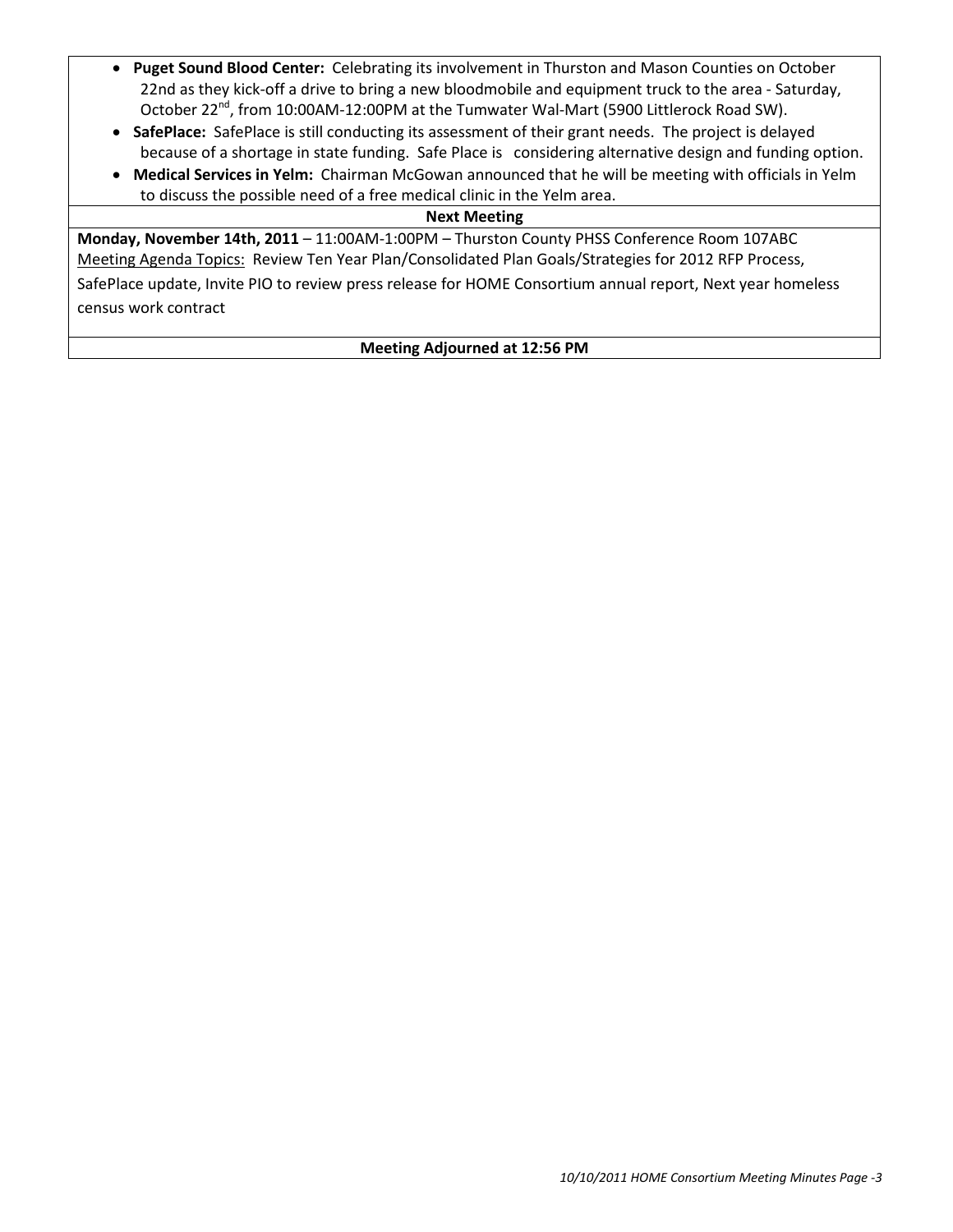- **Puget Sound Blood Center:** Celebrating its involvement in Thurston and Mason Counties on October 22nd as they kick-off a drive to bring a new bloodmobile and equipment truck to the area - Saturday, October 22nd, from 10:00AM-12:00PM at the Tumwater Wal-Mart (5900 Littlerock Road SW).
- **SafePlace:** SafePlace is still conducting its assessment of their grant needs. The project is delayed because of a shortage in state funding. Safe Place is considering alternative design and funding option.
- **Medical Services in Yelm:** Chairman McGowan announced that he will be meeting with officials in Yelm to discuss the possible need of a free medical clinic in the Yelm area.

**Next Meeting**

**Monday, November 14th, 2011** – 11:00AM-1:00PM – Thurston County PHSS Conference Room 107ABC

Meeting Agenda Topics: Review Ten Year Plan/Consolidated Plan Goals/Strategies for 2012 RFP Process, SafePlace update, Invite PIO to review press release for HOME Consortium annual report, Next year homeless census work contract

**Meeting Adjourned at 12:56 PM**